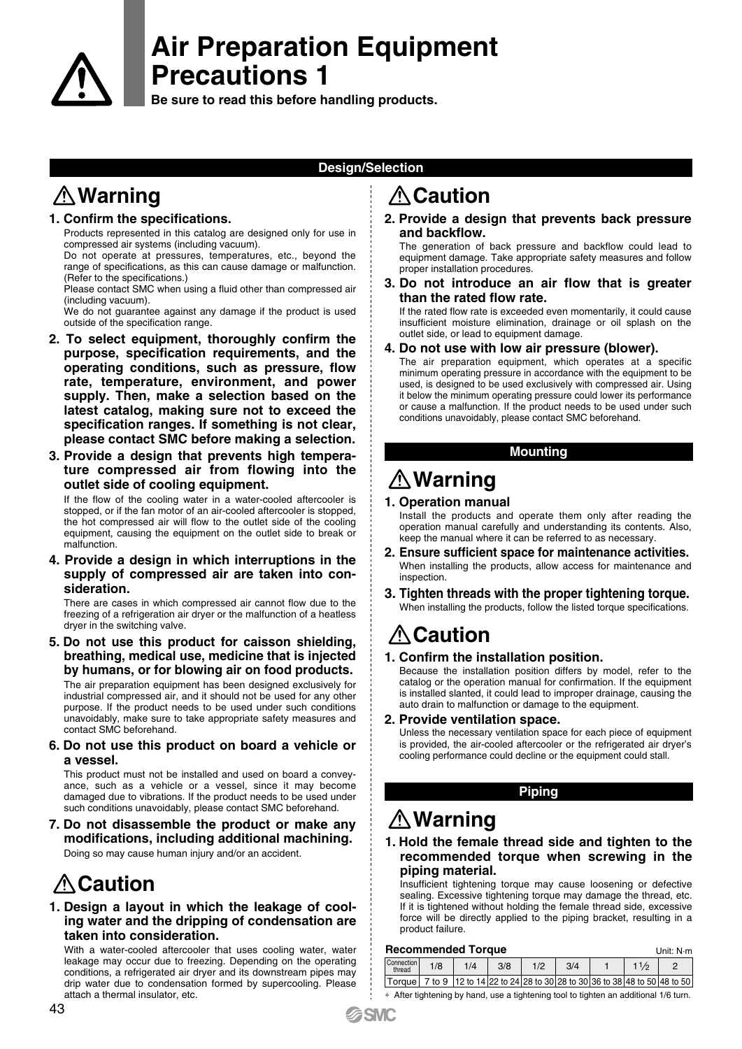# Air Preparation Equipment Precautions 1

**Be sure to read this before handling products.**

## Design/Selection

### ⚠Warning

**1. Confirm the specifications.**

Products represented in this catalog are designed only for use in compressed air systems (including vacuum).

Do not operate at pressures, temperatures, etc., beyond the range of specifications, as this can cause damage or malfunction. (Refer to the specifications.)

Please contact SMC when using a fluid other than compressed air (including vacuum).

We do not guarantee against any damage if the product is used outside of the specification range.

**2. To select equipment, thoroughly confirm the purpose, specification requirements, and the operating conditions, such as pressure, flow rate, temperature, environment, and power supply. Then, make a selection based on the latest catalog, making sure not to exceed the specification ranges. If something is not clear, please contact SMC before making a selection.**

**3. Provide a design that prevents high temperature compressed air from flowing into the outlet side of cooling equipment.**

If the flow of the cooling water in a water-cooled aftercooler is stopped, or if the fan motor of an air-cooled aftercooler is stopped, the hot compressed air will flow to the outlet side of the cooling equipment, causing the equipment on the outlet side to break or malfunction.

**4. Provide a design in which interruptions in the supply of compressed air are taken into consideration.**

There are cases in which compressed air cannot flow due to the freezing of a refrigeration air dryer or the malfunction of a heatless dryer in the switching valve.

**5. Do not use this product for caisson shielding, breathing, medical use, medicine that is injected by humans, or for blowing air on food products.**

The air preparation equipment has been designed exclusively for industrial compressed air, and it should not be used for any other purpose. If the product needs to be used under such conditions unavoidably, make sure to take appropriate safety measures and contact SMC beforehand.

**6. Do not use this product on board a vehicle or a vessel.**

This product must not be installed and used on board a conveyance, such as a vehicle or a vessel, since it may become damaged due to vibrations. If the product needs to be used under such conditions unavoidably, please contact SMC beforehand.

**7. Do not disassemble the product or make any modifications, including additional machining.**

Doing so may cause human injury and/or an accident.

### ⚠Caution

**1. Design a layout in which the leakage of cooling water and the dripping of condensation are taken into consideration.**

With a water-cooled aftercooler that uses cooling water, water leakage may occur due to freezing. Depending on the operating conditions, a refrigerated air dryer and its downstream pipes may drip water due to condensation formed by supercooling. Please attach a thermal insulator, etc.

**2. Provide a design that prevents back pressure and backflow.**

The generation of back pressure and backflow could lead to equipment damage. Take appropriate safety measures and follow proper installation procedures.

**3. Do not introduce an air flow that is greater than the rated flow rate.**

If the rated flow rate is exceeded even momentarily, it could cause insufficient moisture elimination, drainage or oil splash on the outlet side, or lead to equipment damage.

**4. Do not use with low air pressure (blower).**

The air preparation equipment, which operates at a specific minimum operating pressure in accordance with the equipment to be used, is designed to be used exclusively with compressed air. Using it below the minimum operating pressure could lower its performance or cause a malfunction. If the product needs to be used under such conditions unavoidably, please contact SMC beforehand.

## Mounting

### ⚠Warning

**1. Operation manual**

Install the products and operate them only after reading the operation manual carefully and understanding its contents. Also, keep the manual where it can be referred to as necessary.

**2. Ensure sufficient space for maintenance activities.**

When installing the products, allow access for maintenance and inspection.

**3. Tighten threads with the proper tightening torque.**

When installing the products, follow the listed torque specifications.

### ⚠Caution

**1. Confirm the installation position.**

Because the installation position differs by model, refer to the catalog or the operation manual for confirmation. If the equipment is installed slanted, it could lead to improper drainage, causing the auto drain to malfunction or damage to the equipment.

**2. Provide ventilation space.**

Unless the necessary ventilation space for each piece of equipment is provided, the air-cooled aftercooler or the refrigerated air dryer's cooling performance could decline or the equipment could stall.

## Piping

### ⚠Warning

**1. Hold the female thread side and tighten to the recommended torque when screwing in the piping material.**

Insufficient tightening torque may cause loosening or defective sealing. Excessive tightening torque may damage the thread, etc. If it is tightened without holding the female thread side, excessive force will be directly applied to the piping bracket, resulting in a product failure.

**Recommended Torque** Unit: N·m

| Connection thread | 1/8 | 1/4 | 3/8 | 1/2 | 3/4 | 1 | 1½ | 2 |
|---|---|---|---|---|---|---|---|---|
| Torque | 7 to 9 | 12 to 14 | 22 to 24 | 28 to 30 | 28 to 30 | 36 to 38 | 48 to 50 | 48 to 50 |

* After tightening by hand, use a tightening tool to tighten an additional 1/6 turn.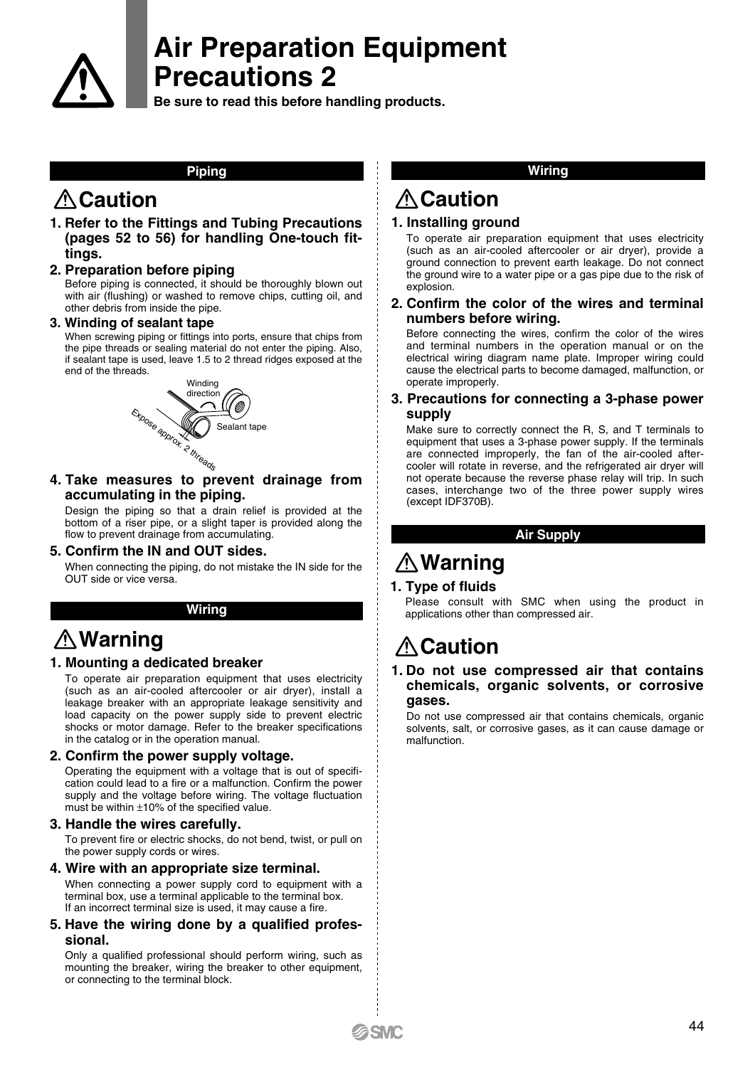// Air Preparation Equipment Precautions 2

**Be sure to read this before handling products.**

## Piping

### ⚠Caution

**1. Refer to the Fittings and Tubing Precautions (pages 52 to 56) for handling One-touch fittings.**

**2. Preparation before piping**

Before piping is connected, it should be thoroughly blown out with air (flushing) or washed to remove chips, cutting oil, and other debris from inside the pipe.

**3. Winding of sealant tape**

When screwing piping or fittings into ports, ensure that chips from the pipe threads or sealing material do not enter the piping. Also, if sealant tape is used, leave 1.5 to 2 thread ridges exposed at the end of the threads.

Winding direction

Sealant tape

Expose approx. 2 threads

**4. Take measures to prevent drainage from accumulating in the piping.**

Design the piping so that a drain relief is provided at the bottom of a riser pipe, or a slight taper is provided along the flow to prevent drainage from accumulating.

**5. Confirm the IN and OUT sides.**

When connecting the piping, do not mistake the IN side for the OUT side or vice versa.

## Wiring

### ⚠Warning

**1. Mounting a dedicated breaker**

To operate air preparation equipment that uses electricity (such as an air-cooled aftercooler or air dryer), install a leakage breaker with an appropriate leakage sensitivity and load capacity on the power supply side to prevent electric shocks or motor damage. Refer to the breaker specifications in the catalog or in the operation manual.

**2. Confirm the power supply voltage.**

Operating the equipment with a voltage that is out of specification could lead to a fire or a malfunction. Confirm the power supply and the voltage before wiring. The voltage fluctuation must be within ±10% of the specified value.

**3. Handle the wires carefully.**

To prevent fire or electric shocks, do not bend, twist, or pull on the power supply cords or wires.

**4. Wire with an appropriate size terminal.**

When connecting a power supply cord to equipment with a terminal box, use a terminal applicable to the terminal box. If an incorrect terminal size is used, it may cause a fire.

**5. Have the wiring done by a qualified professional.**

Only a qualified professional should perform wiring, such as mounting the breaker, wiring the breaker to other equipment, or connecting to the terminal block.

## Wiring

### ⚠Caution

**1. Installing ground**

To operate air preparation equipment that uses electricity (such as an air-cooled aftercooler or air dryer), provide a ground connection to prevent earth leakage. Do not connect the ground wire to a water pipe or a gas pipe due to the risk of explosion.

**2. Confirm the color of the wires and terminal numbers before wiring.**

Before connecting the wires, confirm the color of the wires and terminal numbers in the operation manual or on the electrical wiring diagram name plate. Improper wiring could cause the electrical parts to become damaged, malfunction, or operate improperly.

**3. Precautions for connecting a 3-phase power supply**

Make sure to correctly connect the R, S, and T terminals to equipment that uses a 3-phase power supply. If the terminals are connected improperly, the fan of the air-cooled aftercooler will rotate in reverse, and the refrigerated air dryer will not operate because the reverse phase relay will trip. In such cases, interchange two of the three power supply wires (except IDF370B).

## Air Supply

### ⚠Warning

**1. Type of fluids**

Please consult with SMC when using the product in applications other than compressed air.

### ⚠Caution

**1. Do not use compressed air that contains chemicals, organic solvents, or corrosive gases.**

Do not use compressed air that contains chemicals, organic solvents, salt, or corrosive gases, as it can cause damage or malfunction.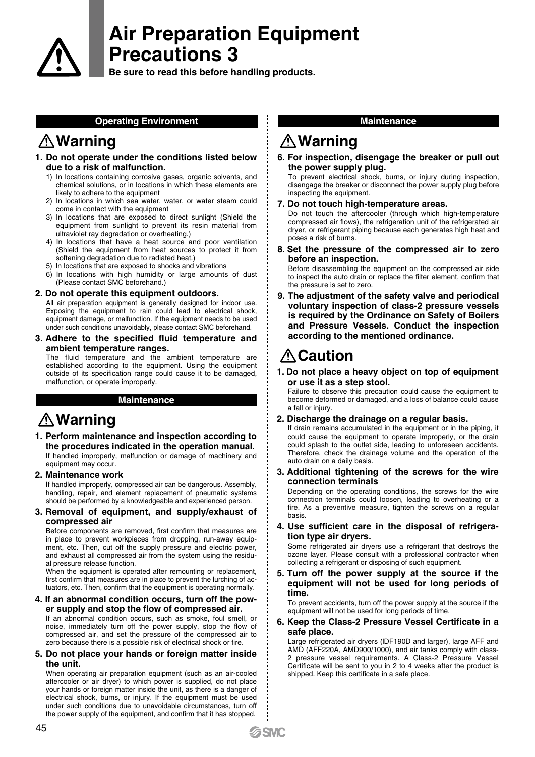# Air Preparation Equipment Precautions 3

**Be sure to read this before handling products.**

## Operating Environment

### ⚠ Warning

**1. Do not operate under the conditions listed below due to a risk of malfunction.**

1) In locations containing corrosive gases, organic solvents, and chemical solutions, or in locations in which these elements are likely to adhere to the equipment
2) In locations in which sea water, water, or water steam could come in contact with the equipment
3) In locations that are exposed to direct sunlight (Shield the equipment from sunlight to prevent its resin material from ultraviolet ray degradation or overheating.)
4) In locations that have a heat source and poor ventilation (Shield the equipment from heat sources to protect it from softening degradation due to radiated heat.)
5) In locations that are exposed to shocks and vibrations
6) In locations with high humidity or large amounts of dust (Please contact SMC beforehand.)

**2. Do not operate this equipment outdoors.**

All air preparation equipment is generally designed for indoor use. Exposing the equipment to rain could lead to electrical shock, equipment damage, or malfunction. If the equipment needs to be used under such conditions unavoidably, please contact SMC beforehand.

**3. Adhere to the specified fluid temperature and ambient temperature ranges.**

The fluid temperature and the ambient temperature are established according to the equipment. Using the equipment outside of its specification range could cause it to be damaged, malfunction, or operate improperly.

## Maintenance

### ⚠ Warning

**1. Perform maintenance and inspection according to the procedures indicated in the operation manual.**

If handled improperly, malfunction or damage of machinery and equipment may occur.

**2. Maintenance work**

If handled improperly, compressed air can be dangerous. Assembly, handling, repair, and element replacement of pneumatic systems should be performed by a knowledgeable and experienced person.

**3. Removal of equipment, and supply/exhaust of compressed air**

Before components are removed, first confirm that measures are in place to prevent workpieces from dropping, run-away equipment, etc. Then, cut off the supply pressure and electric power, and exhaust all compressed air from the system using the residual pressure release function.

When the equipment is operated after remounting or replacement, first confirm that measures are in place to prevent the lurching of actuators, etc. Then, confirm that the equipment is operating normally.

**4. If an abnormal condition occurs, turn off the power supply and stop the flow of compressed air.**

If an abnormal condition occurs, such as smoke, foul smell, or noise, immediately turn off the power supply, stop the flow of compressed air, and set the pressure of the compressed air to zero because there is a possible risk of electrical shock or fire.

**5. Do not place your hands or foreign matter inside the unit.**

When operating air preparation equipment (such as an air-cooled aftercooler or air dryer) to which power is supplied, do not place your hands or foreign matter inside the unit, as there is a danger of electrical shock, burns, or injury. If the equipment must be used under such conditions due to unavoidable circumstances, turn off the power supply of the equipment, and confirm that it has stopped.

## Maintenance

### ⚠ Warning

**6. For inspection, disengage the breaker or pull out the power supply plug.**

To prevent electrical shock, burns, or injury during inspection, disengage the breaker or disconnect the power supply plug before inspecting the equipment.

**7. Do not touch high-temperature areas.**

Do not touch the aftercooler (through which high-temperature compressed air flows), the refrigeration unit of the refrigerated air dryer, or refrigerant piping because each generates high heat and poses a risk of burns.

**8. Set the pressure of the compressed air to zero before an inspection.**

Before disassembling the equipment on the compressed air side to inspect the auto drain or replace the filter element, confirm that the pressure is set to zero.

**9. The adjustment of the safety valve and periodical voluntary inspection of class-2 pressure vessels is required by the Ordinance on Safety of Boilers and Pressure Vessels. Conduct the inspection according to the mentioned ordinance.**

### ⚠ Caution

**1. Do not place a heavy object on top of equipment or use it as a step stool.**

Failure to observe this precaution could cause the equipment to become deformed or damaged, and a loss of balance could cause a fall or injury.

**2. Discharge the drainage on a regular basis.**

If drain remains accumulated in the equipment or in the piping, it could cause the equipment to operate improperly, or the drain could splash to the outlet side, leading to unforeseen accidents. Therefore, check the drainage volume and the operation of the auto drain on a daily basis.

**3. Additional tightening of the screws for the wire connection terminals**

Depending on the operating conditions, the screws for the wire connection terminals could loosen, leading to overheating or a fire. As a preventive measure, tighten the screws on a regular basis.

**4. Use sufficient care in the disposal of refrigeration type air dryers.**

Some refrigerated air dryers use a refrigerant that destroys the ozone layer. Please consult with a professional contractor when collecting a refrigerant or disposing of such equipment.

**5. Turn off the power supply at the source if the equipment will not be used for long periods of time.**

To prevent accidents, turn off the power supply at the source if the equipment will not be used for long periods of time.

**6. Keep the Class-2 Pressure Vessel Certificate in a safe place.**

Large refrigerated air dryers (IDF190D and larger), large AFF and AMD (AFF220A, AMD900/1000), and air tanks comply with class-2 pressure vessel requirements. A Class-2 Pressure Vessel Certificate will be sent to you in 2 to 4 weeks after the product is shipped. Keep this certificate in a safe place.